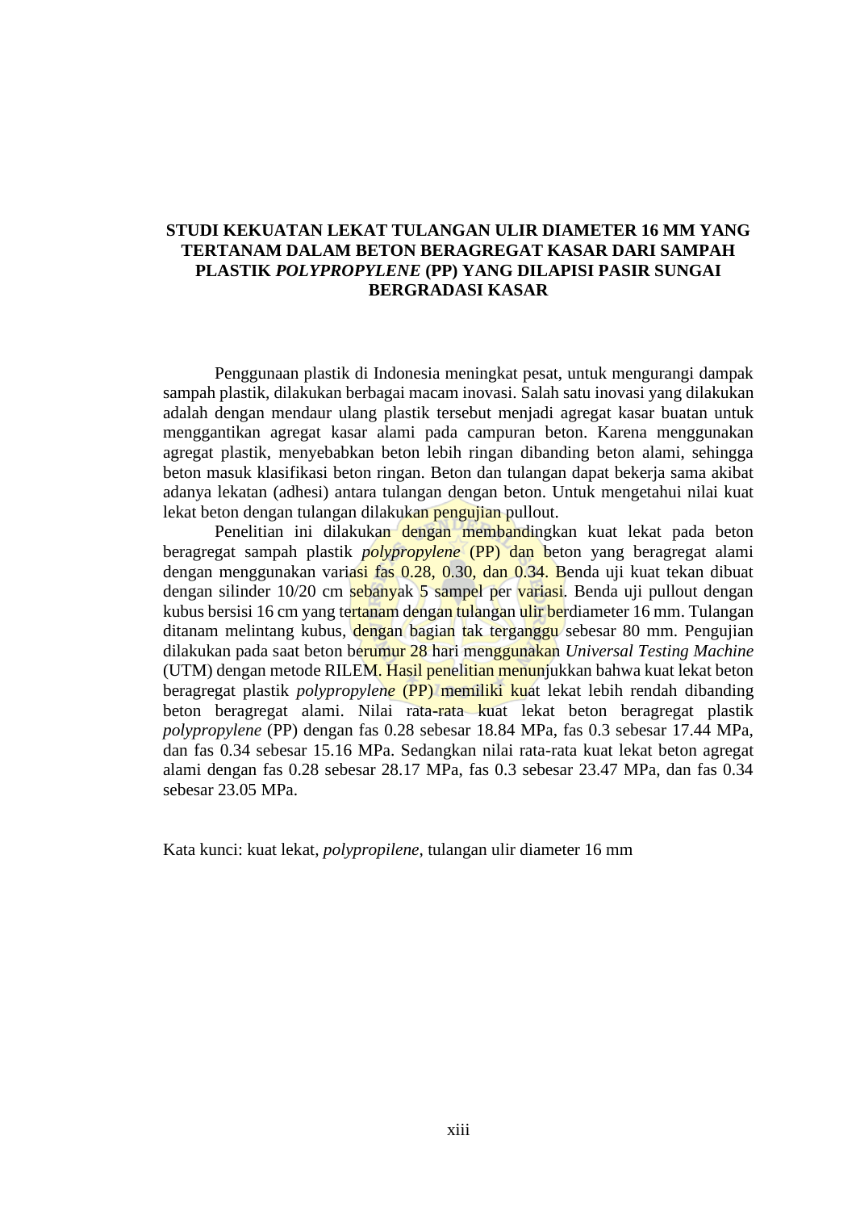# STUDI KEKUATAN LEKAT TULANGAN ULIR DIAMETER 16 MM YANG TERTANAM DALAM BETON BERAGREGAT KASAR DARI SAMPAH PLASTIK *POLYPROPYLENE* (PP) YANG DILAPISI PASIR SUNGAI BERGRADASI KASAR

Penggunaan plastik di Indonesia meningkat pesat, untuk mengurangi dampak sampah plastik, dilakukan berbagai macam inovasi. Salah satu inovasi yang dilakukan adalah dengan mendaur ulang plastik tersebut menjadi agregat kasar buatan untuk menggantikan agregat kasar alami pada campuran beton. Karena menggunakan agregat plastik, menyebabkan beton lebih ringan dibanding beton alami, sehingga beton masuk klasifikasi beton ringan. Beton dan tulangan dapat bekerja sama akibat adanya lekatan (adhesi) antara tulangan dengan beton. Untuk mengetahui nilai kuat lekat beton dengan tulangan dilakukan pengujian pullout.

Penelitian ini dilakukan dengan membandingkan kuat lekat pada beton beragregat sampah plastik *polypropylene* (PP) dan beton yang beragregat alami dengan menggunakan variasi fas 0.28, 0.30, dan 0.34. Benda uji kuat tekan dibuat dengan silinder 10/20 cm sebanyak 5 sampel per variasi. Benda uji pullout dengan kubus bersisi 16 cm yang tertanam dengan tulangan ulir berdiameter 16 mm. Tulangan ditanam melintang kubus, dengan bagian tak terganggu sebesar 80 mm. Pengujian dilakukan pada saat beton berumur 28 hari menggunakan *Universal Testing Machine* (UTM) dengan metode RILEM. Hasil penelitian menunjukkan bahwa kuat lekat beton beragregat plastik *polypropylene* (PP) memiliki kuat lekat lebih rendah dibanding beton beragregat alami. Nilai rata-rata kuat lekat beton beragregat plastik *polypropylene* (PP) dengan fas 0.28 sebesar 18.84 MPa, fas 0.3 sebesar 17.44 MPa, dan fas 0.34 sebesar 15.16 MPa. Sedangkan nilai rata-rata kuat lekat beton agregat alami dengan fas 0.28 sebesar 28.17 MPa, fas 0.3 sebesar 23.47 MPa, dan fas 0.34 sebesar 23.05 MPa.

Kata kunci: kuat lekat, *polypropilene,* tulangan ulir diameter 16 mm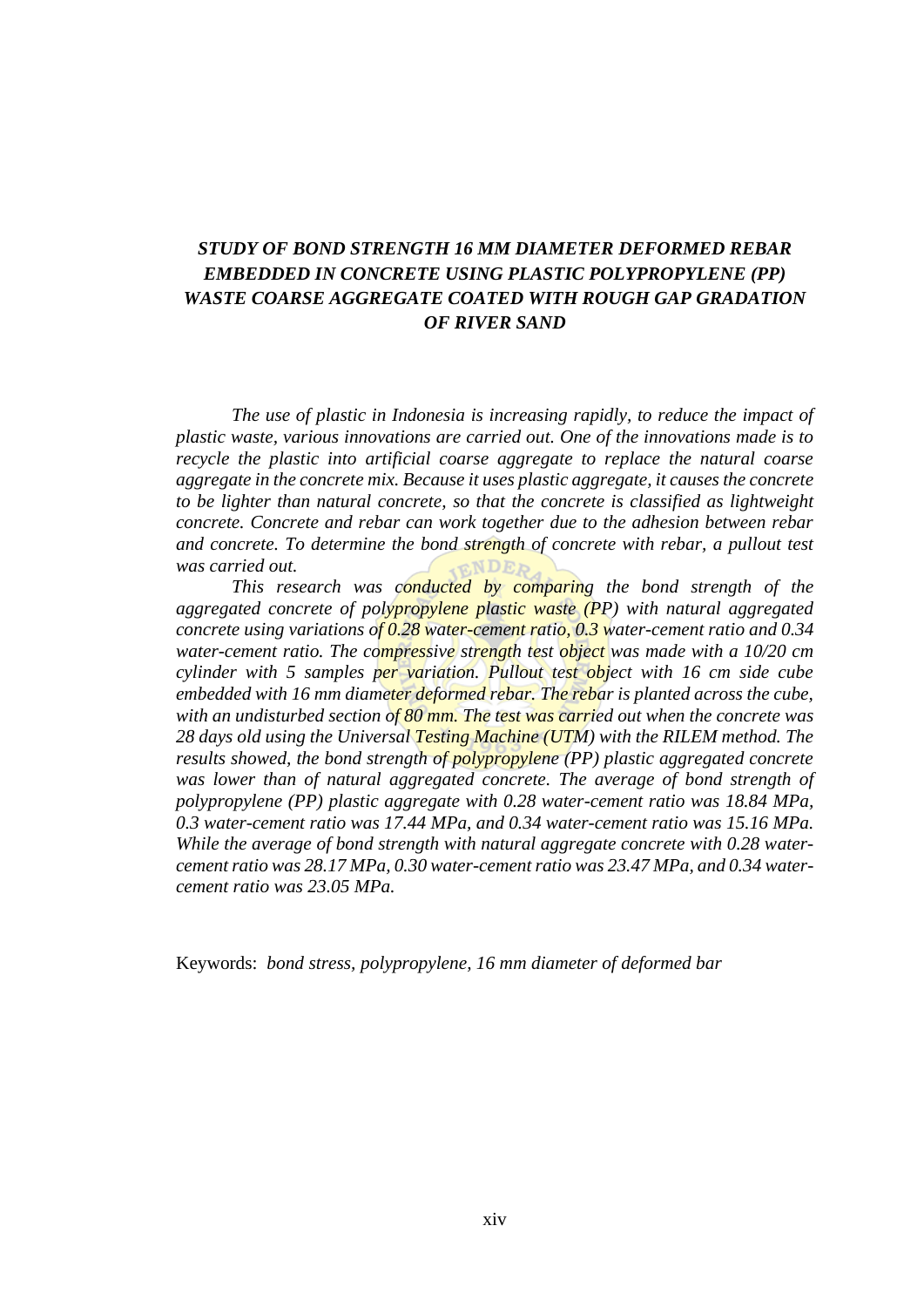## *STUDY OF BOND STRENGTH 16 MM DIAMETER DEFORMED REBAR EMBEDDED IN CONCRETE USING PLASTIC POLYPROPYLENE (PP) WASTE COARSE AGGREGATE COATED WITH ROUGH GAP GRADATION OF RIVER SAND*

*The use of plastic in Indonesia is increasing rapidly, to reduce the impact of plastic waste, various innovations are carried out. One of the innovations made is to recycle the plastic into artificial coarse aggregate to replace the natural coarse aggregate in the concrete mix. Because it uses plastic aggregate, it causes the concrete to be lighter than natural concrete, so that the concrete is classified as lightweight concrete. Concrete and rebar can work together due to the adhesion between rebar and concrete. To determine the bond strength of concrete with rebar, a pullout test was carried out.*

*This research was conducted by comparing the bond strength of the aggregated concrete of polypropylene plastic waste (PP) with natural aggregated concrete using variations of 0.28 water-cement ratio, 0.3 water-cement ratio and 0.34 water-cement ratio. The compressive strength test object was made with a 10/20 cm cylinder with 5 samples per variation. Pullout test object with 16 cm side cube embedded with 16 mm diameter deformed rebar. The rebar is planted across the cube, with an undisturbed section of 80 mm. The test was carried out when the concrete was 28 days old using the Universal Testing Machine (UTM) with the RILEM method. The results showed, the bond strength of polypropylene (PP) plastic aggregated concrete was lower than of natural aggregated concrete. The average of bond strength of polypropylene (PP) plastic aggregate with 0.28 water-cement ratio was 18.84 MPa, 0.3 water-cement ratio was 17.44 MPa, and 0.34 water-cement ratio was 15.16 MPa. While the average of bond strength with natural aggregate concrete with 0.28 water-cement ratio was 28.17 MPa, 0.30 water-cement ratio was 23.47 MPa, and 0.34 water-cement ratio was 23.05 MPa.*

Keywords: *bond stress, polypropylene, 16 mm diameter of deformed bar*